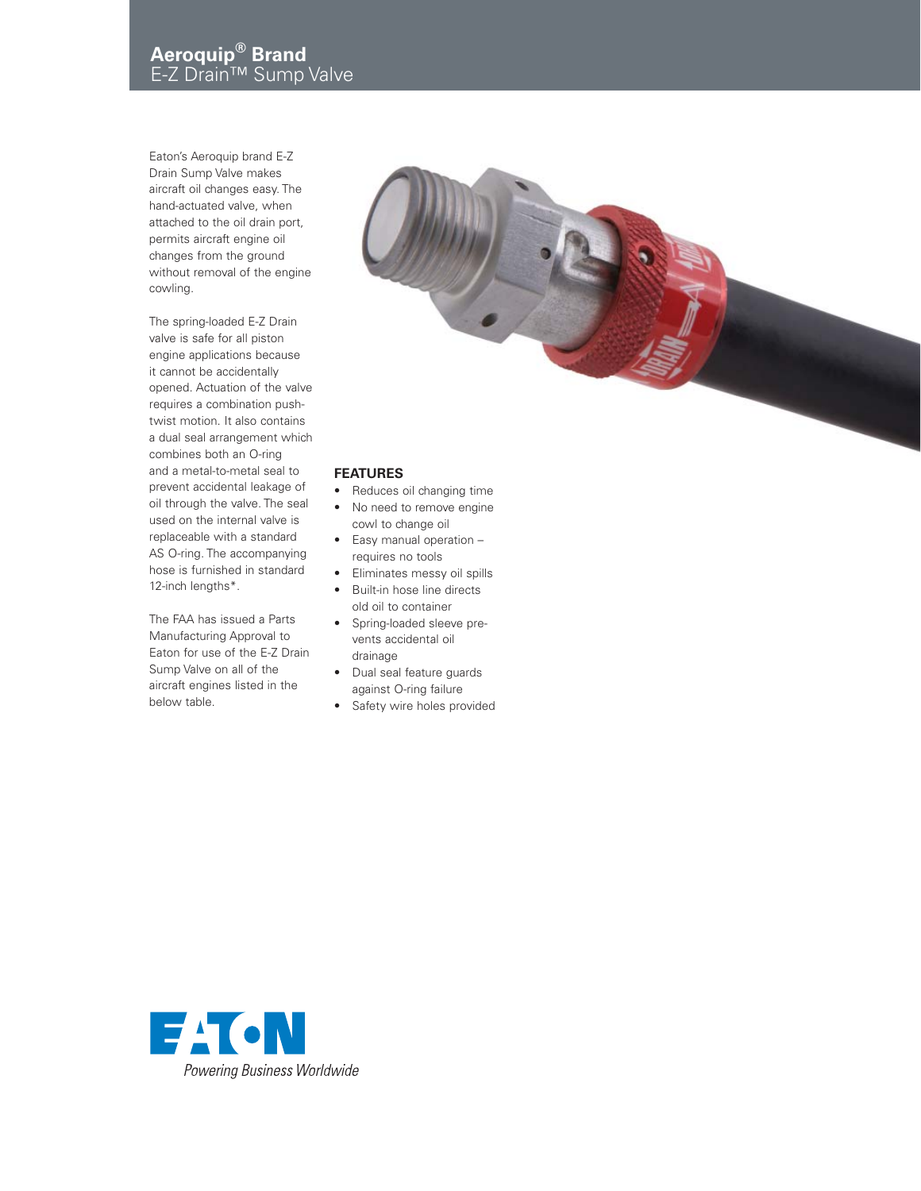# Aeroquip® Brand
## E-Z Drain™ Sump Valve

Eaton's Aeroquip brand E-Z Drain Sump Valve makes aircraft oil changes easy. The hand-actuated valve, when attached to the oil drain port, permits aircraft engine oil changes from the ground without removal of the engine cowling.

The spring-loaded E-Z Drain valve is safe for all piston engine applications because it cannot be accidentally opened. Actuation of the valve requires a combination push-twist motion. It also contains a dual seal arrangement which combines both an O-ring and a metal-to-metal seal to prevent accidental leakage of oil through the valve. The seal used on the internal valve is replaceable with a standard AS O-ring. The accompanying hose is furnished in standard 12-inch lengths*.

The FAA has issued a Parts Manufacturing Approval to Eaton for use of the E-Z Drain Sump Valve on all of the aircraft engines listed in the below table.

### FEATURES

- Reduces oil changing time
- No need to remove engine cowl to change oil
- Easy manual operation – requires no tools
- Eliminates messy oil spills
- Built-in hose line directs old oil to container
- Spring-loaded sleeve prevents accidental oil drainage
- Dual seal feature guards against O-ring failure
- Safety wire holes provided

EATON
*Powering Business Worldwide*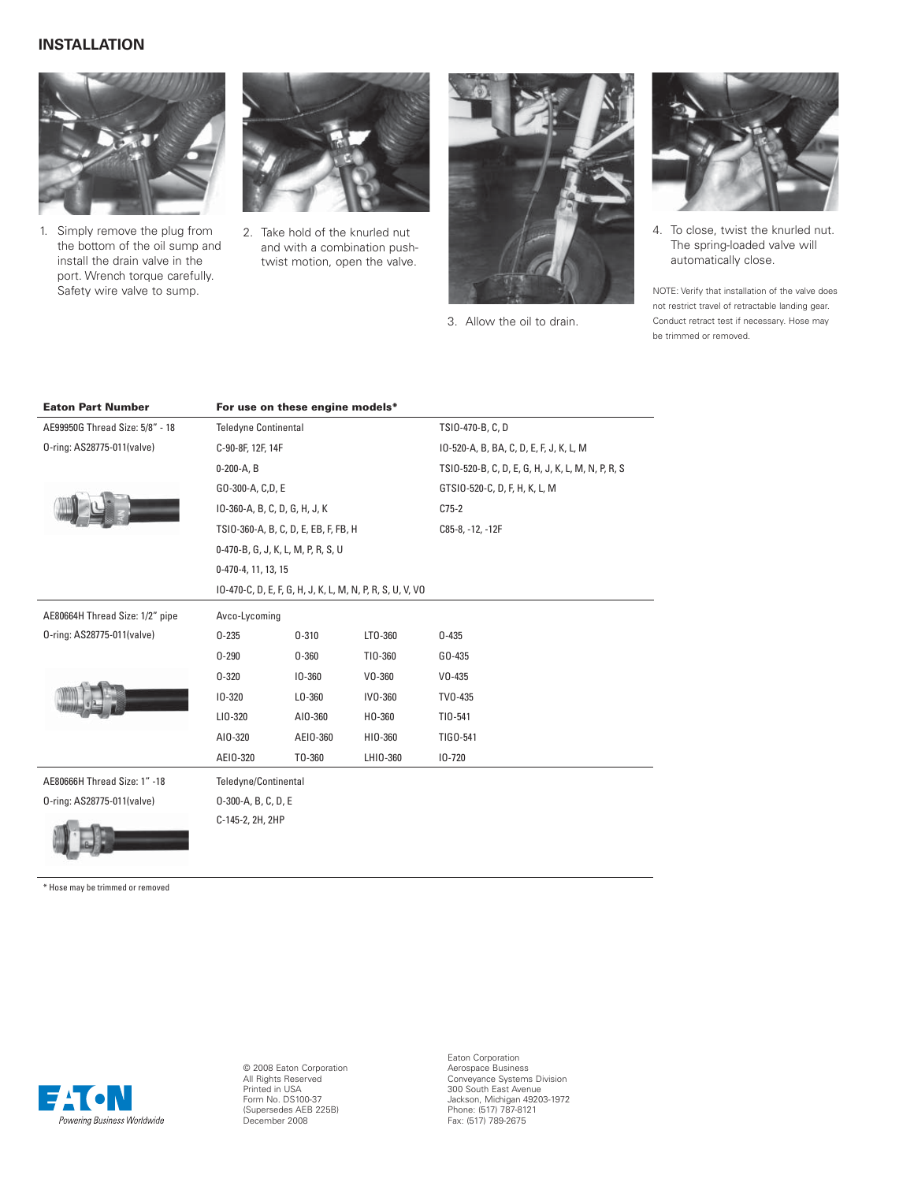## INSTALLATION

1. Simply remove the plug from the bottom of the oil sump and install the drain valve in the port. Wrench torque carefully. Safety wire valve to sump.

2. Take hold of the knurled nut and with a combination push-twist motion, open the valve.

3. Allow the oil to drain.

4. To close, twist the knurled nut. The spring-loaded valve will automatically close.

NOTE: Verify that installation of the valve does not restrict travel of retractable landing gear. Conduct retract test if necessary. Hose may be trimmed or removed.

| Eaton Part Number | For use on these engine models* | | | |
|---|---|---|---|---|
| AE99950G Thread Size: 5/8" - 18 | Teledyne Continental | | | TSIO-470-B, C, D |
| O-ring: AS28775-011(valve) | C-90-8F, 12F, 14F | | | IO-520-A, B, BA, C, D, E, F, J, K, L, M |
| | O-200-A, B | | | TSIO-520-B, C, D, E, G, H, J, K, L, M, N, P, R, S |
| | GO-300-A, C,D, E | | | GTSIO-520-C, D, F, H, K, L, M |
| | IO-360-A, B, C, D, G, H, J, K | | | C75-2 |
| | TSIO-360-A, B, C, D, E, EB, F, FB, H | | | C85-8, -12, -12F |
| | O-470-B, G, J, K, L, M, P, R, S, U | | | |
| | O-470-4, 11, 13, 15 | | | |
| | IO-470-C, D, E, F, G, H, J, K, L, M, N, P, R, S, U, V, VO | | | |
| AE80664H Thread Size: 1/2" pipe | Avco-Lycoming | | | |
| O-ring: AS28775-011(valve) | O-235 | O-310 | LTO-360 | O-435 |
| | O-290 | O-360 | TIO-360 | GO-435 |
| | O-320 | IO-360 | VO-360 | VO-435 |
| | IO-320 | LO-360 | IVO-360 | TVO-435 |
| | LIO-320 | AIO-360 | HO-360 | TIO-541 |
| | AIO-320 | AEIO-360 | HIO-360 | TIGO-541 |
| | AEIO-320 | TO-360 | LHIO-360 | IO-720 |
| AE80666H Thread Size: 1" -18 | Teledyne/Continental | | | |
| O-ring: AS28775-011(valve) | O-300-A, B, C, D, E | | | |
| | C-145-2, 2H, 2HP | | | |

\* Hose may be trimmed or removed

EATON
Powering Business Worldwide

© 2008 Eaton Corporation
All Rights Reserved
Printed in USA
Form No. DS100-37
(Supersedes AEB 225B)
December 2008

Eaton Corporation
Aerospace Business
Conveyance Systems Division
300 South East Avenue
Jackson, Michigan 49203-1972
Phone: (517) 787-8121
Fax: (517) 789-2675